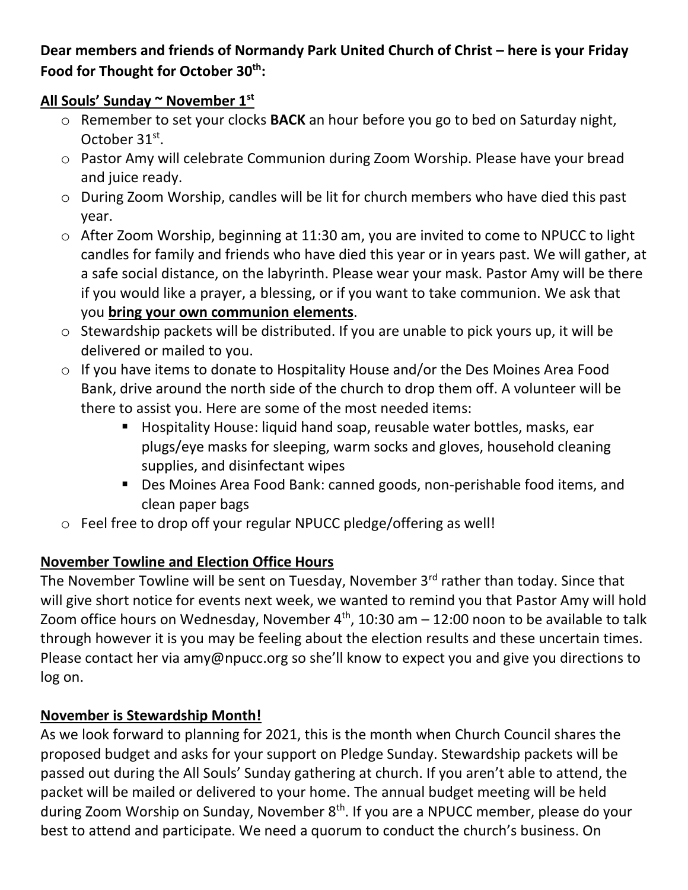**Dear members and friends of Normandy Park United Church of Christ – here is your Friday Food for Thought for October 30th:**

## All Souls' Sunday ~ November 1st

- Remember to set your clocks **BACK** an hour before you go to bed on Saturday night, October 31st.
- Pastor Amy will celebrate Communion during Zoom Worship. Please have your bread and juice ready.
- During Zoom Worship, candles will be lit for church members who have died this past year.
- After Zoom Worship, beginning at 11:30 am, you are invited to come to NPUCC to light candles for family and friends who have died this year or in years past. We will gather, at a safe social distance, on the labyrinth. Please wear your mask. Pastor Amy will be there if you would like a prayer, a blessing, or if you want to take communion. We ask that you **bring your own communion elements**.
- Stewardship packets will be distributed. If you are unable to pick yours up, it will be delivered or mailed to you.
- If you have items to donate to Hospitality House and/or the Des Moines Area Food Bank, drive around the north side of the church to drop them off. A volunteer will be there to assist you. Here are some of the most needed items:
  - Hospitality House: liquid hand soap, reusable water bottles, masks, ear plugs/eye masks for sleeping, warm socks and gloves, household cleaning supplies, and disinfectant wipes
  - Des Moines Area Food Bank: canned goods, non-perishable food items, and clean paper bags
- Feel free to drop off your regular NPUCC pledge/offering as well!

## November Towline and Election Office Hours

The November Towline will be sent on Tuesday, November 3rd rather than today. Since that will give short notice for events next week, we wanted to remind you that Pastor Amy will hold Zoom office hours on Wednesday, November 4th, 10:30 am – 12:00 noon to be available to talk through however it is you may be feeling about the election results and these uncertain times. Please contact her via amy@npucc.org so she'll know to expect you and give you directions to log on.

## November is Stewardship Month!

As we look forward to planning for 2021, this is the month when Church Council shares the proposed budget and asks for your support on Pledge Sunday. Stewardship packets will be passed out during the All Souls' Sunday gathering at church. If you aren't able to attend, the packet will be mailed or delivered to your home. The annual budget meeting will be held during Zoom Worship on Sunday, November 8th. If you are a NPUCC member, please do your best to attend and participate. We need a quorum to conduct the church's business. On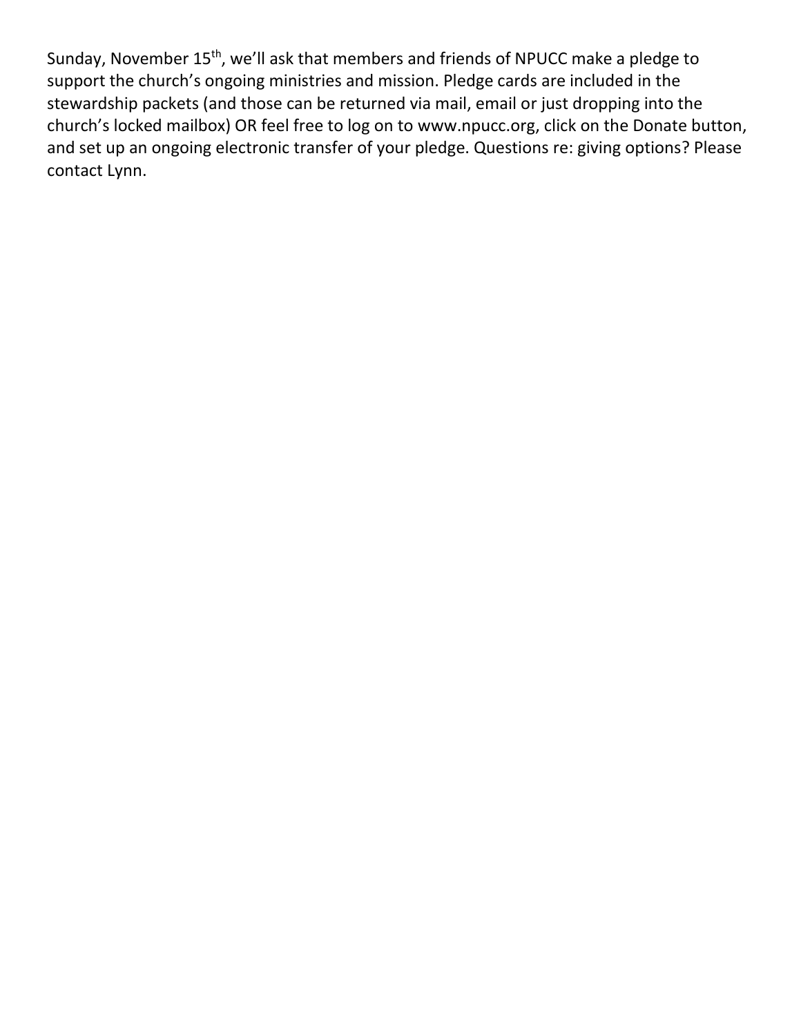Sunday, November 15th, we'll ask that members and friends of NPUCC make a pledge to support the church's ongoing ministries and mission. Pledge cards are included in the stewardship packets (and those can be returned via mail, email or just dropping into the church's locked mailbox) OR feel free to log on to www.npucc.org, click on the Donate button, and set up an ongoing electronic transfer of your pledge. Questions re: giving options? Please contact Lynn.